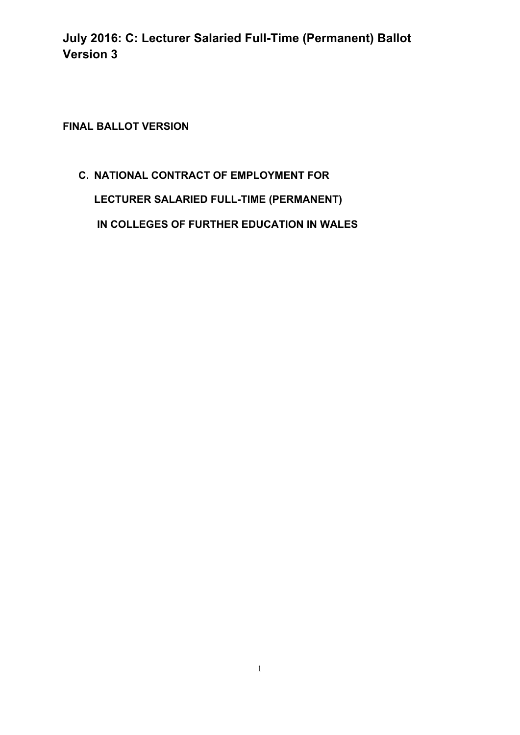# July 2016: C: Lecturer Salaried Full-Time (Permanent) Ballot Version 3

**FINAL BALLOT VERSION**

## C. NATIONAL CONTRACT OF EMPLOYMENT FOR LECTURER SALARIED FULL-TIME (PERMANENT) IN COLLEGES OF FURTHER EDUCATION IN WALES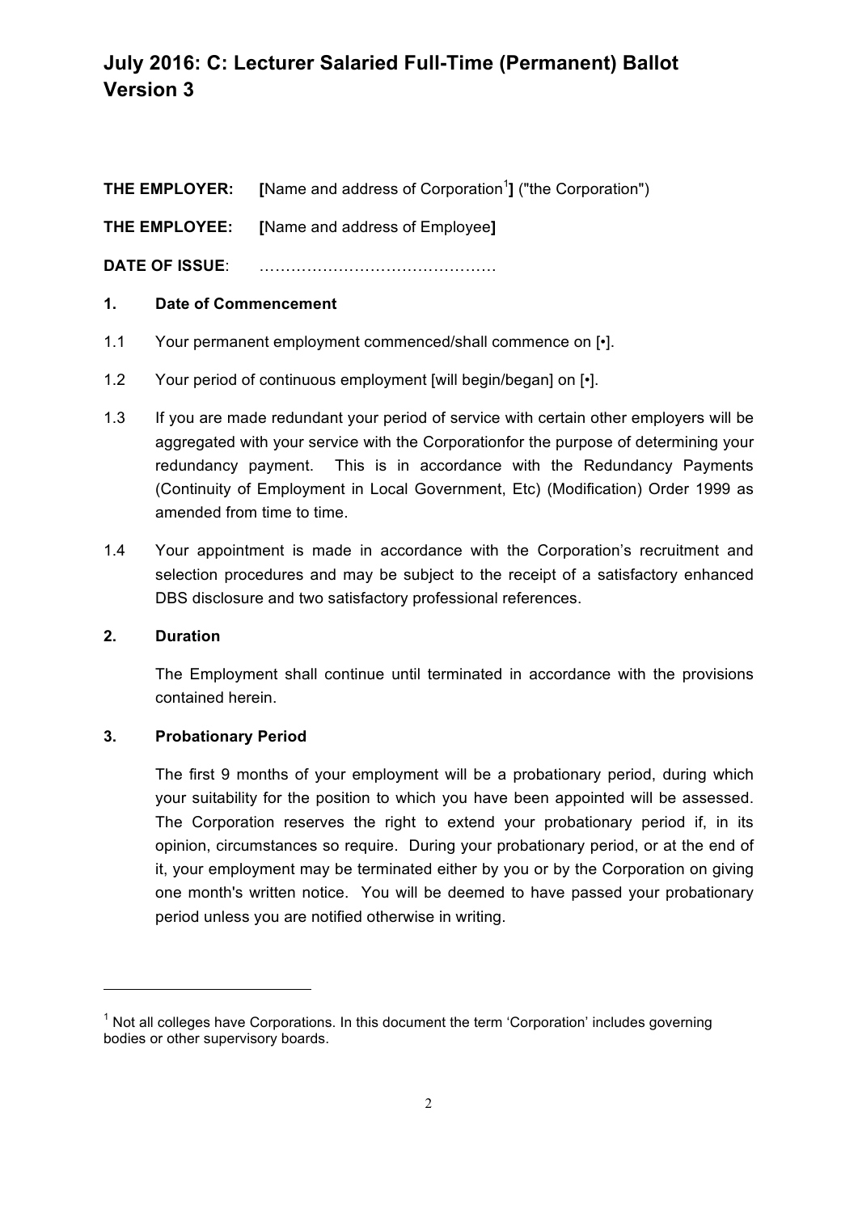# July 2016: C: Lecturer Salaried Full-Time (Permanent) Ballot Version 3

**THE EMPLOYER:** **[**Name and address of Corporation[1]**]** ("the Corporation")

**THE EMPLOYEE:** **[**Name and address of Employee**]**

**DATE OF ISSUE**: ………………………………………

## 1. Date of Commencement

1.1 Your permanent employment commenced/shall commence on [•].

1.2 Your period of continuous employment [will begin/began] on [•].

1.3 If you are made redundant your period of service with certain other employers will be aggregated with your service with the Corporationfor the purpose of determining your redundancy payment. This is in accordance with the Redundancy Payments (Continuity of Employment in Local Government, Etc) (Modification) Order 1999 as amended from time to time.

1.4 Your appointment is made in accordance with the Corporation's recruitment and selection procedures and may be subject to the receipt of a satisfactory enhanced DBS disclosure and two satisfactory professional references.

## 2. Duration

The Employment shall continue until terminated in accordance with the provisions contained herein.

## 3. Probationary Period

The first 9 months of your employment will be a probationary period, during which your suitability for the position to which you have been appointed will be assessed. The Corporation reserves the right to extend your probationary period if, in its opinion, circumstances so require. During your probationary period, or at the end of it, your employment may be terminated either by you or by the Corporation on giving one month's written notice. You will be deemed to have passed your probationary period unless you are notified otherwise in writing.

---

[1] Not all colleges have Corporations. In this document the term 'Corporation' includes governing bodies or other supervisory boards.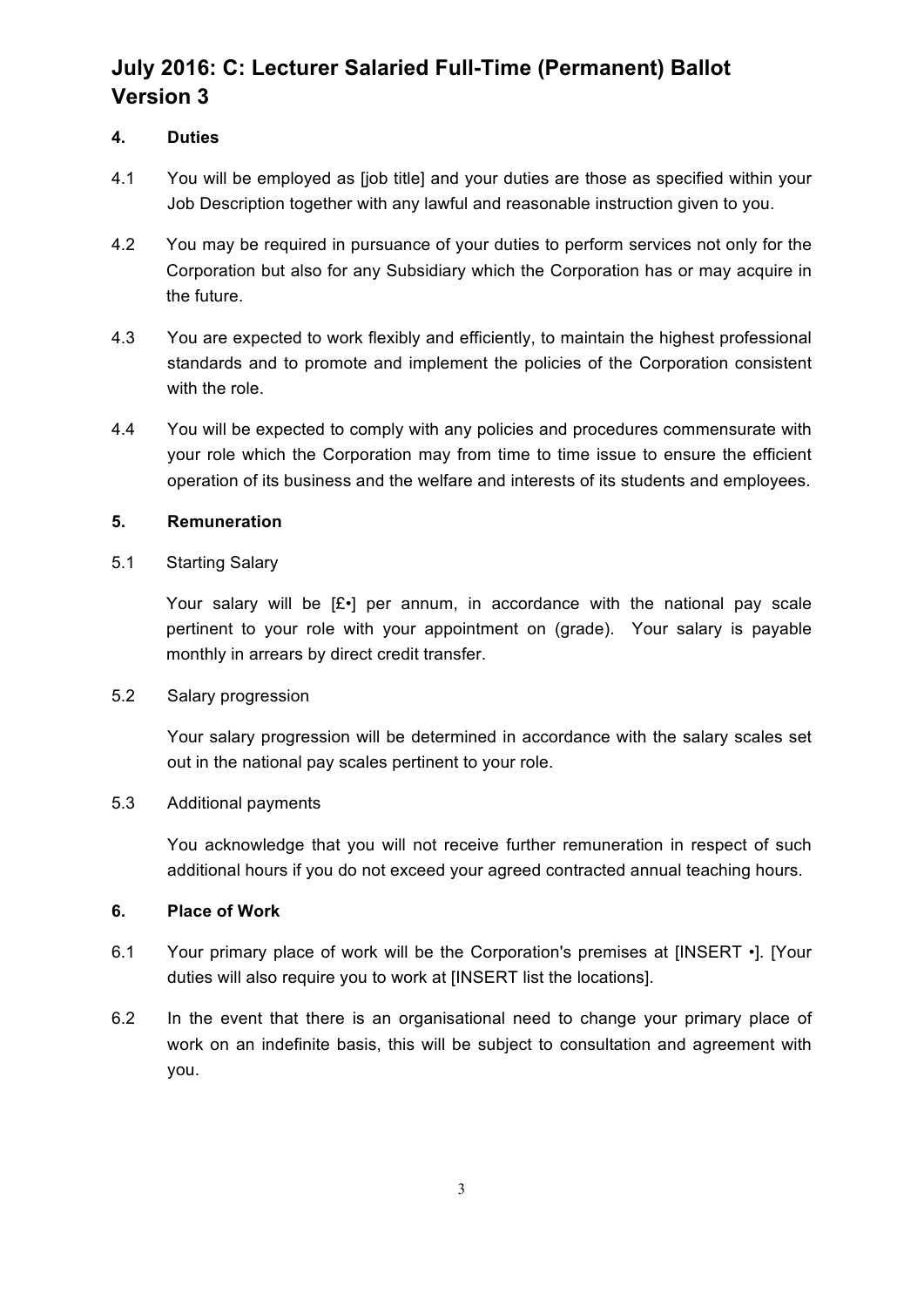# July 2016: C: Lecturer Salaried Full-Time (Permanent) Ballot Version 3

**4. Duties**

4.1 You will be employed as [job title] and your duties are those as specified within your Job Description together with any lawful and reasonable instruction given to you.

4.2 You may be required in pursuance of your duties to perform services not only for the Corporation but also for any Subsidiary which the Corporation has or may acquire in the future.

4.3 You are expected to work flexibly and efficiently, to maintain the highest professional standards and to promote and implement the policies of the Corporation consistent with the role.

4.4 You will be expected to comply with any policies and procedures commensurate with your role which the Corporation may from time to time issue to ensure the efficient operation of its business and the welfare and interests of its students and employees.

**5. Remuneration**

5.1 Starting Salary

Your salary will be [£•] per annum, in accordance with the national pay scale pertinent to your role with your appointment on (grade). Your salary is payable monthly in arrears by direct credit transfer.

5.2 Salary progression

Your salary progression will be determined in accordance with the salary scales set out in the national pay scales pertinent to your role.

5.3 Additional payments

You acknowledge that you will not receive further remuneration in respect of such additional hours if you do not exceed your agreed contracted annual teaching hours.

**6. Place of Work**

6.1 Your primary place of work will be the Corporation's premises at [INSERT •]. [Your duties will also require you to work at [INSERT list the locations].

6.2 In the event that there is an organisational need to change your primary place of work on an indefinite basis, this will be subject to consultation and agreement with you.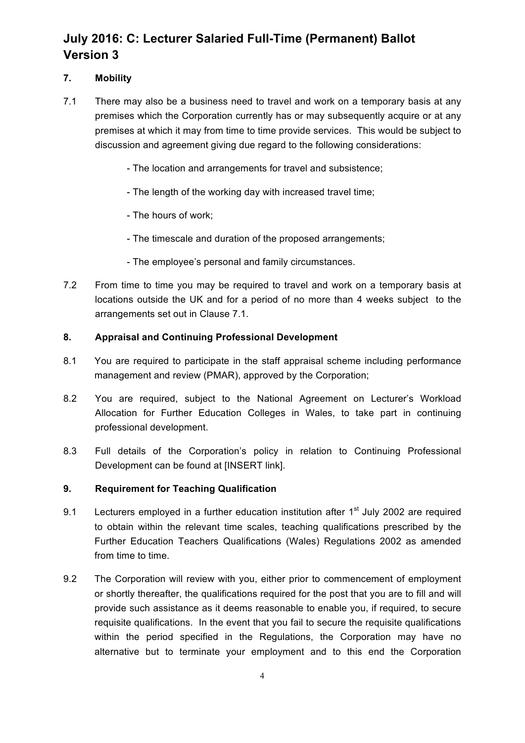### 7. Mobility

7.1 There may also be a business need to travel and work on a temporary basis at any premises which the Corporation currently has or may subsequently acquire or at any premises at which it may from time to time provide services. This would be subject to discussion and agreement giving due regard to the following considerations:

- The location and arrangements for travel and subsistence;
- The length of the working day with increased travel time;
- The hours of work;
- The timescale and duration of the proposed arrangements;
- The employee's personal and family circumstances.

7.2 From time to time you may be required to travel and work on a temporary basis at locations outside the UK and for a period of no more than 4 weeks subject to the arrangements set out in Clause 7.1.

### 8. Appraisal and Continuing Professional Development

8.1 You are required to participate in the staff appraisal scheme including performance management and review (PMAR), approved by the Corporation;

8.2 You are required, subject to the National Agreement on Lecturer's Workload Allocation for Further Education Colleges in Wales, to take part in continuing professional development.

8.3 Full details of the Corporation's policy in relation to Continuing Professional Development can be found at [INSERT link].

### 9. Requirement for Teaching Qualification

9.1 Lecturers employed in a further education institution after 1st July 2002 are required to obtain within the relevant time scales, teaching qualifications prescribed by the Further Education Teachers Qualifications (Wales) Regulations 2002 as amended from time to time.

9.2 The Corporation will review with you, either prior to commencement of employment or shortly thereafter, the qualifications required for the post that you are to fill and will provide such assistance as it deems reasonable to enable you, if required, to secure requisite qualifications. In the event that you fail to secure the requisite qualifications within the period specified in the Regulations, the Corporation may have no alternative but to terminate your employment and to this end the Corporation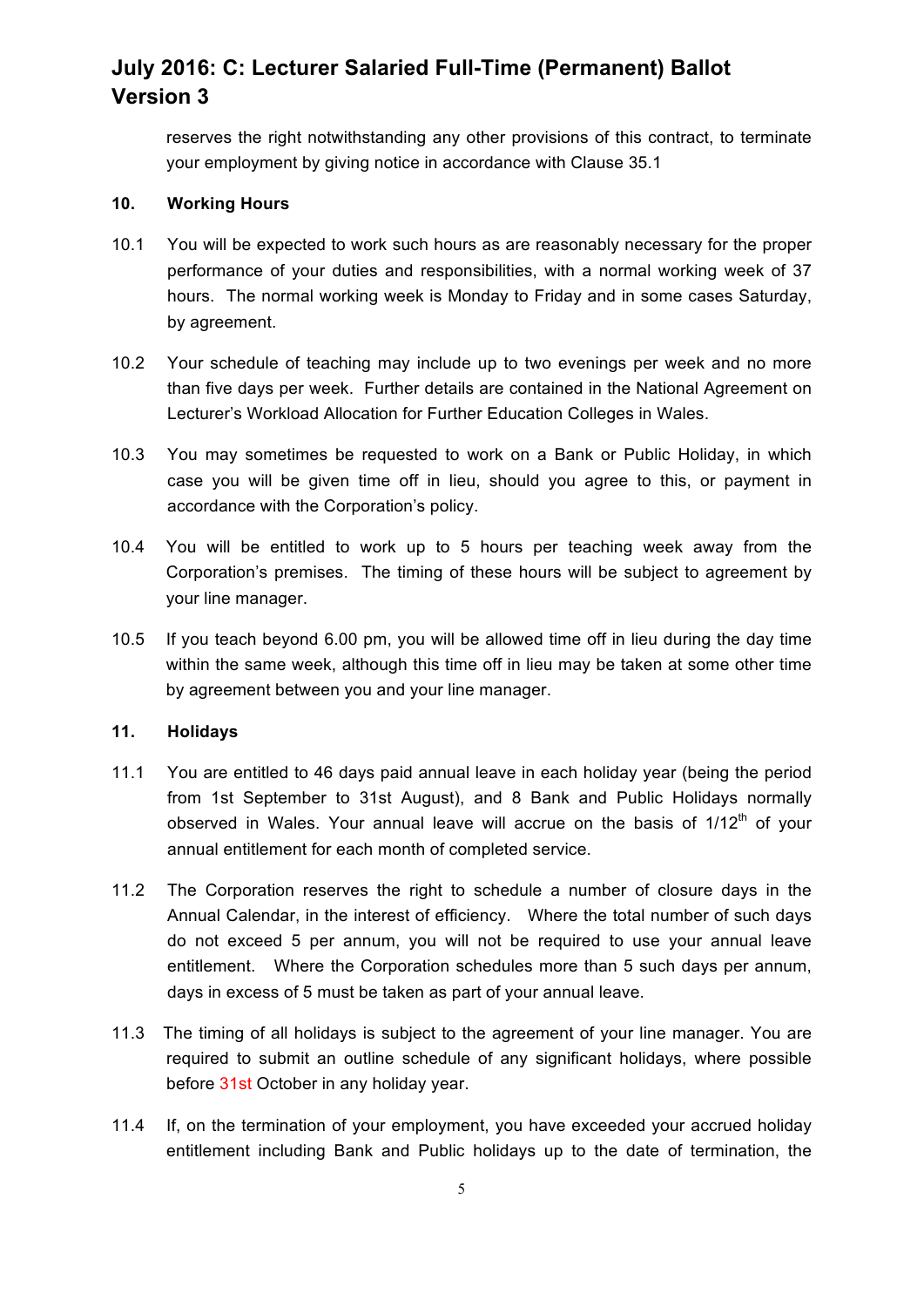reserves the right notwithstanding any other provisions of this contract, to terminate your employment by giving notice in accordance with Clause 35.1

## 10. Working Hours

10.1 You will be expected to work such hours as are reasonably necessary for the proper performance of your duties and responsibilities, with a normal working week of 37 hours. The normal working week is Monday to Friday and in some cases Saturday, by agreement.

10.2 Your schedule of teaching may include up to two evenings per week and no more than five days per week. Further details are contained in the National Agreement on Lecturer's Workload Allocation for Further Education Colleges in Wales.

10.3 You may sometimes be requested to work on a Bank or Public Holiday, in which case you will be given time off in lieu, should you agree to this, or payment in accordance with the Corporation's policy.

10.4 You will be entitled to work up to 5 hours per teaching week away from the Corporation's premises. The timing of these hours will be subject to agreement by your line manager.

10.5 If you teach beyond 6.00 pm, you will be allowed time off in lieu during the day time within the same week, although this time off in lieu may be taken at some other time by agreement between you and your line manager.

## 11. Holidays

11.1 You are entitled to 46 days paid annual leave in each holiday year (being the period from 1st September to 31st August), and 8 Bank and Public Holidays normally observed in Wales. Your annual leave will accrue on the basis of 1/12th of your annual entitlement for each month of completed service.

11.2 The Corporation reserves the right to schedule a number of closure days in the Annual Calendar, in the interest of efficiency. Where the total number of such days do not exceed 5 per annum, you will not be required to use your annual leave entitlement. Where the Corporation schedules more than 5 such days per annum, days in excess of 5 must be taken as part of your annual leave.

11.3 The timing of all holidays is subject to the agreement of your line manager. You are required to submit an outline schedule of any significant holidays, where possible before 31st October in any holiday year.

11.4 If, on the termination of your employment, you have exceeded your accrued holiday entitlement including Bank and Public holidays up to the date of termination, the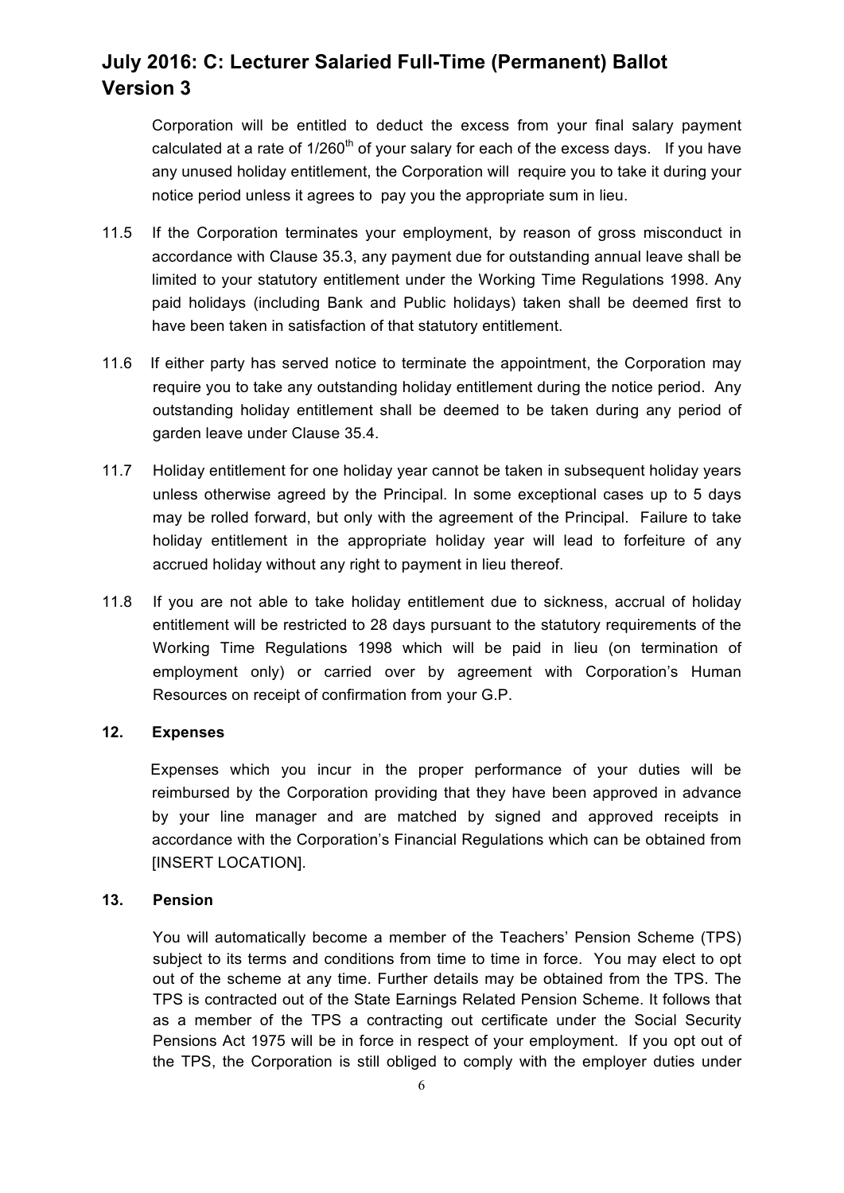Corporation will be entitled to deduct the excess from your final salary payment calculated at a rate of 1/260th of your salary for each of the excess days. If you have any unused holiday entitlement, the Corporation will require you to take it during your notice period unless it agrees to pay you the appropriate sum in lieu.

11.5 If the Corporation terminates your employment, by reason of gross misconduct in accordance with Clause 35.3, any payment due for outstanding annual leave shall be limited to your statutory entitlement under the Working Time Regulations 1998. Any paid holidays (including Bank and Public holidays) taken shall be deemed first to have been taken in satisfaction of that statutory entitlement.

11.6 If either party has served notice to terminate the appointment, the Corporation may require you to take any outstanding holiday entitlement during the notice period. Any outstanding holiday entitlement shall be deemed to be taken during any period of garden leave under Clause 35.4.

11.7 Holiday entitlement for one holiday year cannot be taken in subsequent holiday years unless otherwise agreed by the Principal. In some exceptional cases up to 5 days may be rolled forward, but only with the agreement of the Principal. Failure to take holiday entitlement in the appropriate holiday year will lead to forfeiture of any accrued holiday without any right to payment in lieu thereof.

11.8 If you are not able to take holiday entitlement due to sickness, accrual of holiday entitlement will be restricted to 28 days pursuant to the statutory requirements of the Working Time Regulations 1998 which will be paid in lieu (on termination of employment only) or carried over by agreement with Corporation's Human Resources on receipt of confirmation from your G.P.

## 12. Expenses

Expenses which you incur in the proper performance of your duties will be reimbursed by the Corporation providing that they have been approved in advance by your line manager and are matched by signed and approved receipts in accordance with the Corporation's Financial Regulations which can be obtained from [INSERT LOCATION].

## 13. Pension

You will automatically become a member of the Teachers' Pension Scheme (TPS) subject to its terms and conditions from time to time in force. You may elect to opt out of the scheme at any time. Further details may be obtained from the TPS. The TPS is contracted out of the State Earnings Related Pension Scheme. It follows that as a member of the TPS a contracting out certificate under the Social Security Pensions Act 1975 will be in force in respect of your employment. If you opt out of the TPS, the Corporation is still obliged to comply with the employer duties under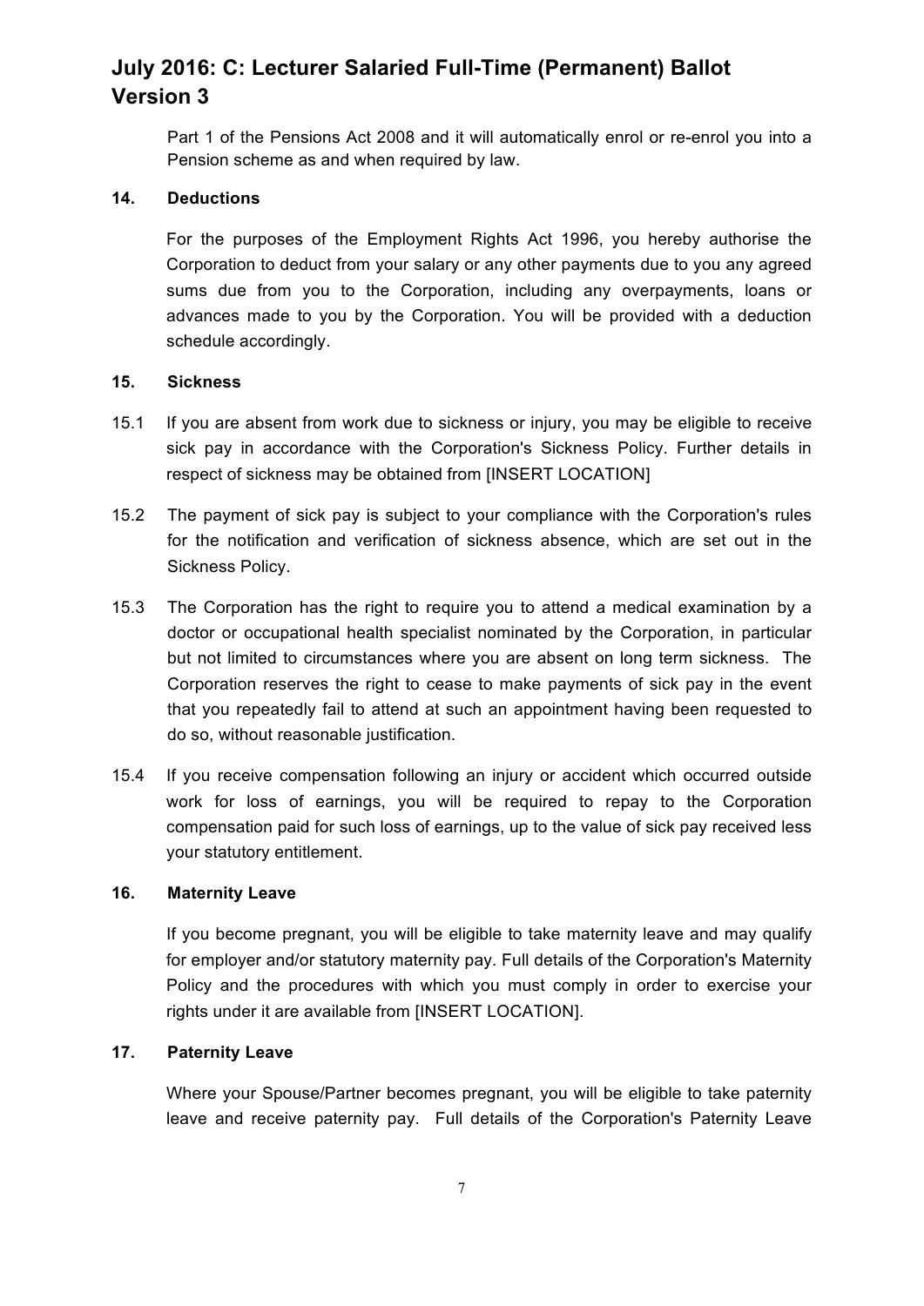Part 1 of the Pensions Act 2008 and it will automatically enrol or re-enrol you into a Pension scheme as and when required by law.

**14. Deductions**

For the purposes of the Employment Rights Act 1996, you hereby authorise the Corporation to deduct from your salary or any other payments due to you any agreed sums due from you to the Corporation, including any overpayments, loans or advances made to you by the Corporation. You will be provided with a deduction schedule accordingly.

**15. Sickness**

15.1 If you are absent from work due to sickness or injury, you may be eligible to receive sick pay in accordance with the Corporation's Sickness Policy. Further details in respect of sickness may be obtained from [INSERT LOCATION]

15.2 The payment of sick pay is subject to your compliance with the Corporation's rules for the notification and verification of sickness absence, which are set out in the Sickness Policy.

15.3 The Corporation has the right to require you to attend a medical examination by a doctor or occupational health specialist nominated by the Corporation, in particular but not limited to circumstances where you are absent on long term sickness. The Corporation reserves the right to cease to make payments of sick pay in the event that you repeatedly fail to attend at such an appointment having been requested to do so, without reasonable justification.

15.4 If you receive compensation following an injury or accident which occurred outside work for loss of earnings, you will be required to repay to the Corporation compensation paid for such loss of earnings, up to the value of sick pay received less your statutory entitlement.

**16. Maternity Leave**

If you become pregnant, you will be eligible to take maternity leave and may qualify for employer and/or statutory maternity pay. Full details of the Corporation's Maternity Policy and the procedures with which you must comply in order to exercise your rights under it are available from [INSERT LOCATION].

**17. Paternity Leave**

Where your Spouse/Partner becomes pregnant, you will be eligible to take paternity leave and receive paternity pay. Full details of the Corporation's Paternity Leave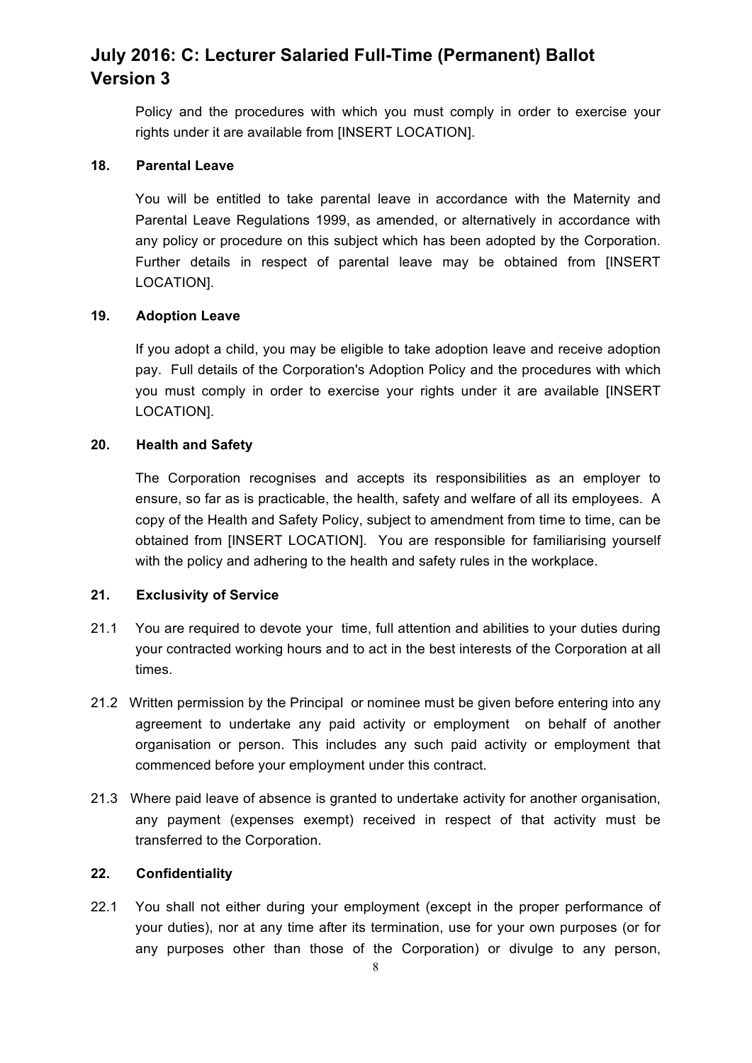Policy and the procedures with which you must comply in order to exercise your rights under it are available from [INSERT LOCATION].

**18. Parental Leave**

You will be entitled to take parental leave in accordance with the Maternity and Parental Leave Regulations 1999, as amended, or alternatively in accordance with any policy or procedure on this subject which has been adopted by the Corporation. Further details in respect of parental leave may be obtained from [INSERT LOCATION].

**19. Adoption Leave**

If you adopt a child, you may be eligible to take adoption leave and receive adoption pay. Full details of the Corporation's Adoption Policy and the procedures with which you must comply in order to exercise your rights under it are available [INSERT LOCATION].

**20. Health and Safety**

The Corporation recognises and accepts its responsibilities as an employer to ensure, so far as is practicable, the health, safety and welfare of all its employees. A copy of the Health and Safety Policy, subject to amendment from time to time, can be obtained from [INSERT LOCATION]. You are responsible for familiarising yourself with the policy and adhering to the health and safety rules in the workplace.

**21. Exclusivity of Service**

21.1 You are required to devote your time, full attention and abilities to your duties during your contracted working hours and to act in the best interests of the Corporation at all times.

21.2 Written permission by the Principal or nominee must be given before entering into any agreement to undertake any paid activity or employment on behalf of another organisation or person. This includes any such paid activity or employment that commenced before your employment under this contract.

21.3 Where paid leave of absence is granted to undertake activity for another organisation, any payment (expenses exempt) received in respect of that activity must be transferred to the Corporation.

**22. Confidentiality**

22.1 You shall not either during your employment (except in the proper performance of your duties), nor at any time after its termination, use for your own purposes (or for any purposes other than those of the Corporation) or divulge to any person,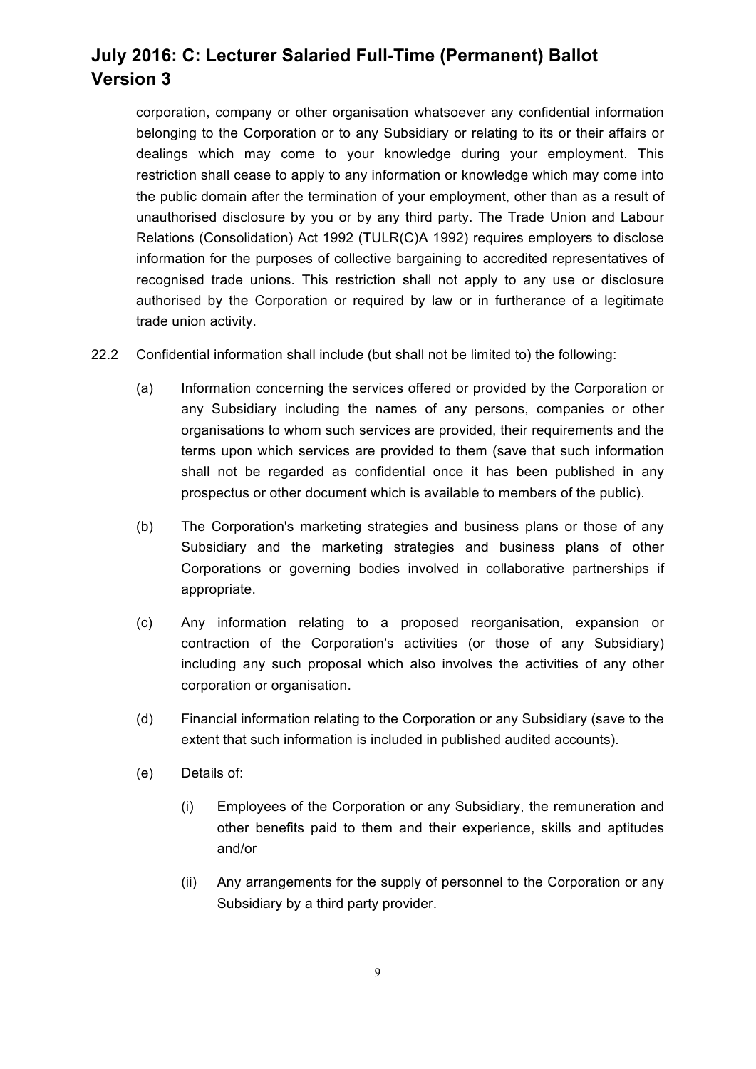corporation, company or other organisation whatsoever any confidential information belonging to the Corporation or to any Subsidiary or relating to its or their affairs or dealings which may come to your knowledge during your employment. This restriction shall cease to apply to any information or knowledge which may come into the public domain after the termination of your employment, other than as a result of unauthorised disclosure by you or by any third party. The Trade Union and Labour Relations (Consolidation) Act 1992 (TULR(C)A 1992) requires employers to disclose information for the purposes of collective bargaining to accredited representatives of recognised trade unions. This restriction shall not apply to any use or disclosure authorised by the Corporation or required by law or in furtherance of a legitimate trade union activity.

22.2 Confidential information shall include (but shall not be limited to) the following:

(a) Information concerning the services offered or provided by the Corporation or any Subsidiary including the names of any persons, companies or other organisations to whom such services are provided, their requirements and the terms upon which services are provided to them (save that such information shall not be regarded as confidential once it has been published in any prospectus or other document which is available to members of the public).

(b) The Corporation's marketing strategies and business plans or those of any Subsidiary and the marketing strategies and business plans of other Corporations or governing bodies involved in collaborative partnerships if appropriate.

(c) Any information relating to a proposed reorganisation, expansion or contraction of the Corporation's activities (or those of any Subsidiary) including any such proposal which also involves the activities of any other corporation or organisation.

(d) Financial information relating to the Corporation or any Subsidiary (save to the extent that such information is included in published audited accounts).

(e) Details of:

(i) Employees of the Corporation or any Subsidiary, the remuneration and other benefits paid to them and their experience, skills and aptitudes and/or

(ii) Any arrangements for the supply of personnel to the Corporation or any Subsidiary by a third party provider.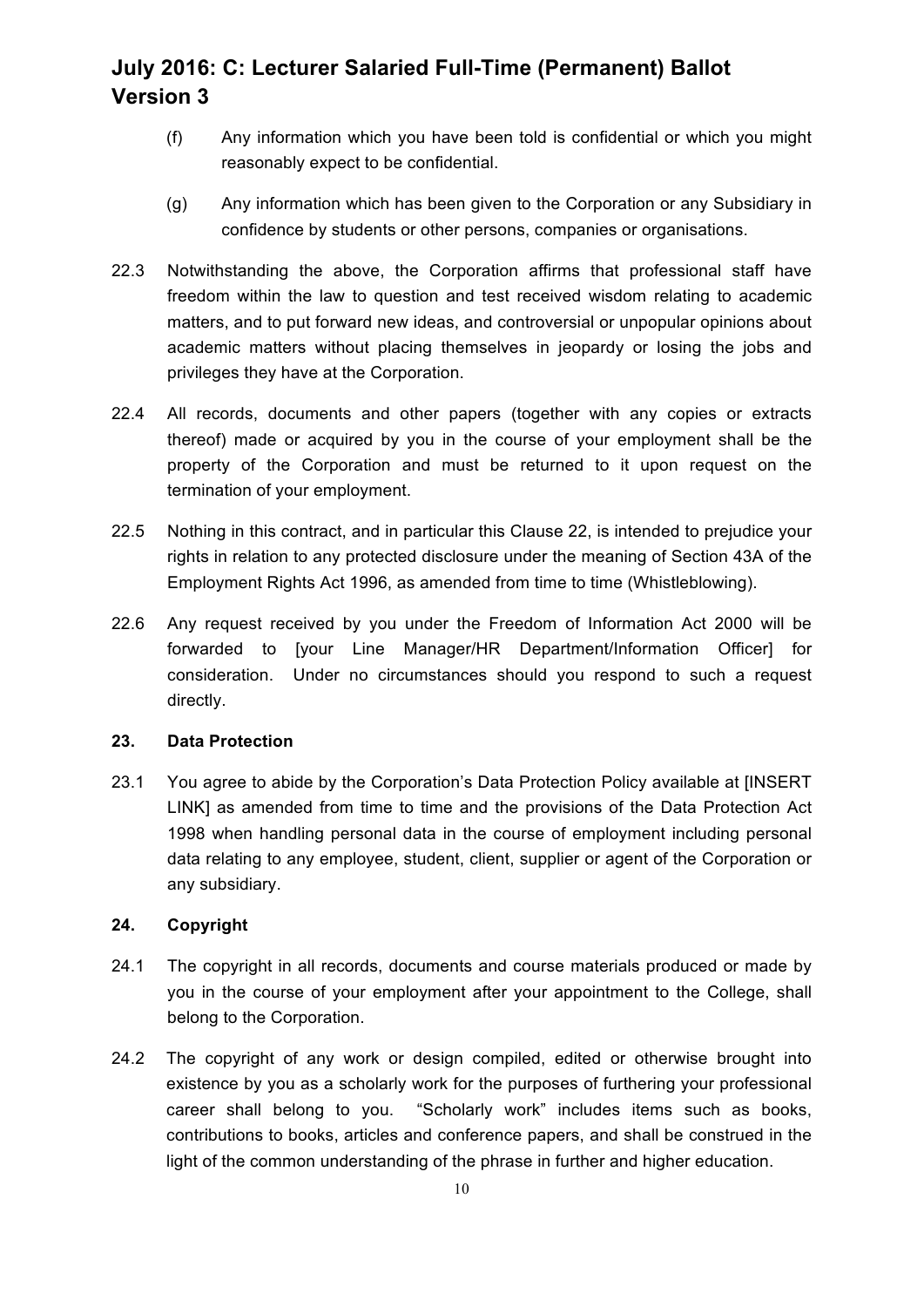(f) Any information which you have been told is confidential or which you might reasonably expect to be confidential.

(g) Any information which has been given to the Corporation or any Subsidiary in confidence by students or other persons, companies or organisations.

22.3 Notwithstanding the above, the Corporation affirms that professional staff have freedom within the law to question and test received wisdom relating to academic matters, and to put forward new ideas, and controversial or unpopular opinions about academic matters without placing themselves in jeopardy or losing the jobs and privileges they have at the Corporation.

22.4 All records, documents and other papers (together with any copies or extracts thereof) made or acquired by you in the course of your employment shall be the property of the Corporation and must be returned to it upon request on the termination of your employment.

22.5 Nothing in this contract, and in particular this Clause 22, is intended to prejudice your rights in relation to any protected disclosure under the meaning of Section 43A of the Employment Rights Act 1996, as amended from time to time (Whistleblowing).

22.6 Any request received by you under the Freedom of Information Act 2000 will be forwarded to [your Line Manager/HR Department/Information Officer] for consideration. Under no circumstances should you respond to such a request directly.

**23. Data Protection**

23.1 You agree to abide by the Corporation's Data Protection Policy available at [INSERT LINK] as amended from time to time and the provisions of the Data Protection Act 1998 when handling personal data in the course of employment including personal data relating to any employee, student, client, supplier or agent of the Corporation or any subsidiary.

**24. Copyright**

24.1 The copyright in all records, documents and course materials produced or made by you in the course of your employment after your appointment to the College, shall belong to the Corporation.

24.2 The copyright of any work or design compiled, edited or otherwise brought into existence by you as a scholarly work for the purposes of furthering your professional career shall belong to you. "Scholarly work" includes items such as books, contributions to books, articles and conference papers, and shall be construed in the light of the common understanding of the phrase in further and higher education.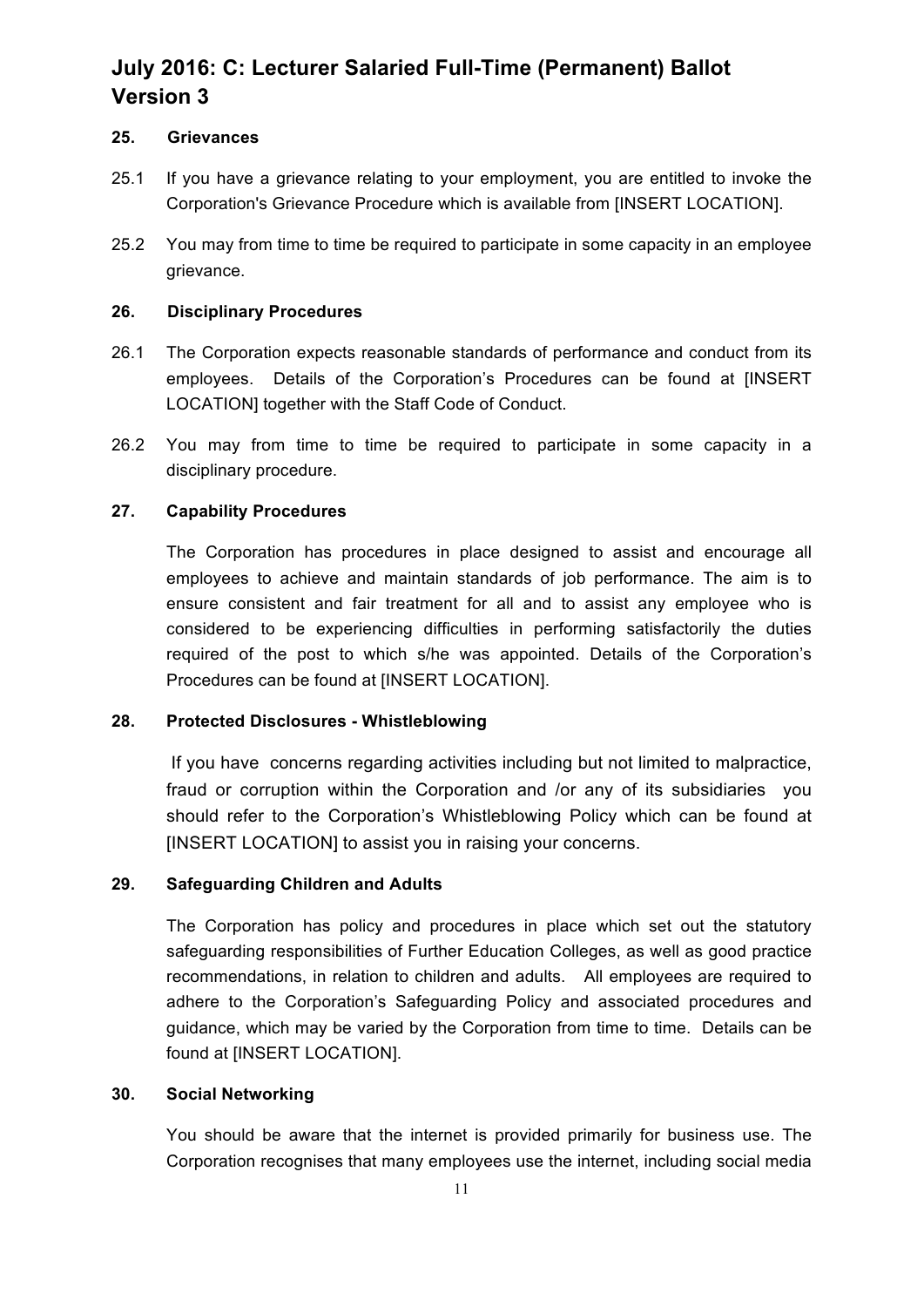# July 2016: C: Lecturer Salaried Full-Time (Permanent) Ballot Version 3

**25. Grievances**

25.1 If you have a grievance relating to your employment, you are entitled to invoke the Corporation's Grievance Procedure which is available from [INSERT LOCATION].

25.2 You may from time to time be required to participate in some capacity in an employee grievance.

**26. Disciplinary Procedures**

26.1 The Corporation expects reasonable standards of performance and conduct from its employees. Details of the Corporation's Procedures can be found at [INSERT LOCATION] together with the Staff Code of Conduct.

26.2 You may from time to time be required to participate in some capacity in a disciplinary procedure.

**27. Capability Procedures**

The Corporation has procedures in place designed to assist and encourage all employees to achieve and maintain standards of job performance. The aim is to ensure consistent and fair treatment for all and to assist any employee who is considered to be experiencing difficulties in performing satisfactorily the duties required of the post to which s/he was appointed. Details of the Corporation's Procedures can be found at [INSERT LOCATION].

**28. Protected Disclosures - Whistleblowing**

If you have concerns regarding activities including but not limited to malpractice, fraud or corruption within the Corporation and /or any of its subsidiaries you should refer to the Corporation's Whistleblowing Policy which can be found at [INSERT LOCATION] to assist you in raising your concerns.

**29. Safeguarding Children and Adults**

The Corporation has policy and procedures in place which set out the statutory safeguarding responsibilities of Further Education Colleges, as well as good practice recommendations, in relation to children and adults. All employees are required to adhere to the Corporation's Safeguarding Policy and associated procedures and guidance, which may be varied by the Corporation from time to time. Details can be found at [INSERT LOCATION].

**30. Social Networking**

You should be aware that the internet is provided primarily for business use. The Corporation recognises that many employees use the internet, including social media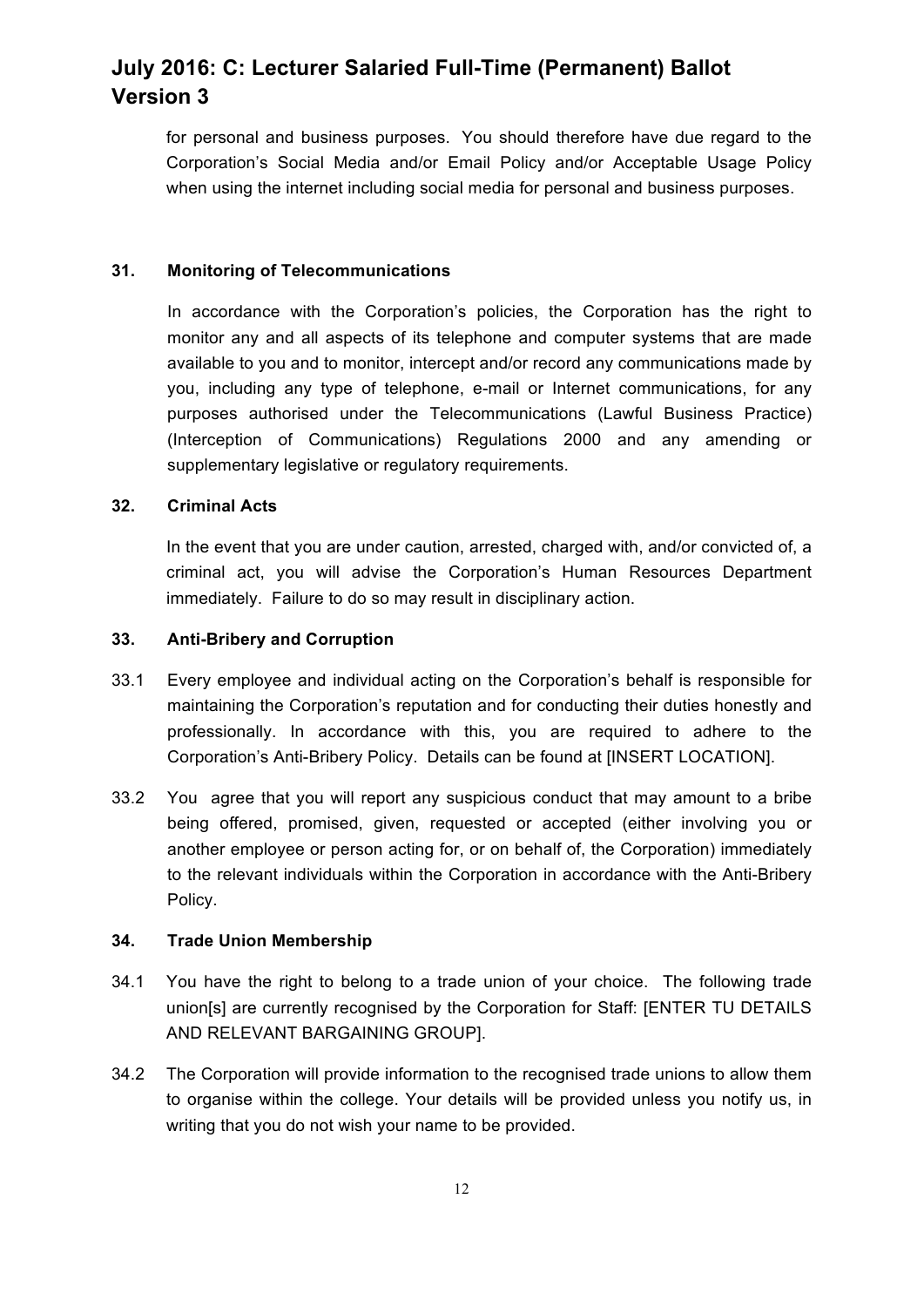for personal and business purposes. You should therefore have due regard to the Corporation's Social Media and/or Email Policy and/or Acceptable Usage Policy when using the internet including social media for personal and business purposes.

### 31. Monitoring of Telecommunications

In accordance with the Corporation's policies, the Corporation has the right to monitor any and all aspects of its telephone and computer systems that are made available to you and to monitor, intercept and/or record any communications made by you, including any type of telephone, e-mail or Internet communications, for any purposes authorised under the Telecommunications (Lawful Business Practice) (Interception of Communications) Regulations 2000 and any amending or supplementary legislative or regulatory requirements.

### 32. Criminal Acts

In the event that you are under caution, arrested, charged with, and/or convicted of, a criminal act, you will advise the Corporation's Human Resources Department immediately. Failure to do so may result in disciplinary action.

### 33. Anti-Bribery and Corruption

33.1 Every employee and individual acting on the Corporation's behalf is responsible for maintaining the Corporation's reputation and for conducting their duties honestly and professionally. In accordance with this, you are required to adhere to the Corporation's Anti-Bribery Policy. Details can be found at [INSERT LOCATION].

33.2 You agree that you will report any suspicious conduct that may amount to a bribe being offered, promised, given, requested or accepted (either involving you or another employee or person acting for, or on behalf of, the Corporation) immediately to the relevant individuals within the Corporation in accordance with the Anti-Bribery Policy.

### 34. Trade Union Membership

34.1 You have the right to belong to a trade union of your choice. The following trade union[s] are currently recognised by the Corporation for Staff: [ENTER TU DETAILS AND RELEVANT BARGAINING GROUP].

34.2 The Corporation will provide information to the recognised trade unions to allow them to organise within the college. Your details will be provided unless you notify us, in writing that you do not wish your name to be provided.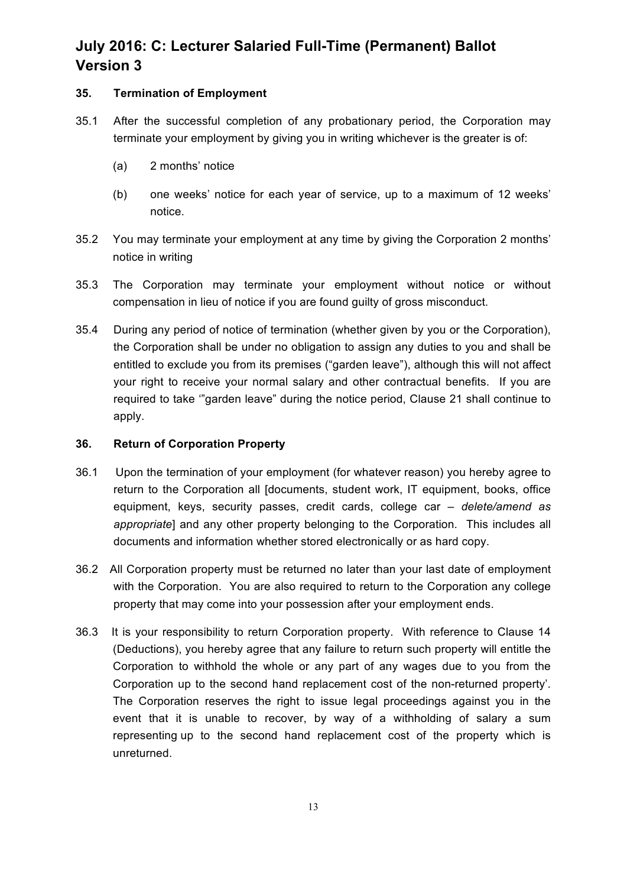# July 2016: C: Lecturer Salaried Full-Time (Permanent) Ballot Version 3

**35. Termination of Employment**

35.1 After the successful completion of any probationary period, the Corporation may terminate your employment by giving you in writing whichever is the greater is of:

(a) 2 months' notice

(b) one weeks' notice for each year of service, up to a maximum of 12 weeks' notice.

35.2 You may terminate your employment at any time by giving the Corporation 2 months' notice in writing

35.3 The Corporation may terminate your employment without notice or without compensation in lieu of notice if you are found guilty of gross misconduct.

35.4 During any period of notice of termination (whether given by you or the Corporation), the Corporation shall be under no obligation to assign any duties to you and shall be entitled to exclude you from its premises ("garden leave"), although this will not affect your right to receive your normal salary and other contractual benefits. If you are required to take '"garden leave" during the notice period, Clause 21 shall continue to apply.

**36. Return of Corporation Property**

36.1 Upon the termination of your employment (for whatever reason) you hereby agree to return to the Corporation all [documents, student work, IT equipment, books, office equipment, keys, security passes, credit cards, college car – *delete/amend as appropriate*] and any other property belonging to the Corporation. This includes all documents and information whether stored electronically or as hard copy.

36.2 All Corporation property must be returned no later than your last date of employment with the Corporation. You are also required to return to the Corporation any college property that may come into your possession after your employment ends.

36.3 It is your responsibility to return Corporation property. With reference to Clause 14 (Deductions), you hereby agree that any failure to return such property will entitle the Corporation to withhold the whole or any part of any wages due to you from the Corporation up to the second hand replacement cost of the non-returned property'. The Corporation reserves the right to issue legal proceedings against you in the event that it is unable to recover, by way of a withholding of salary a sum representing up to the second hand replacement cost of the property which is unreturned.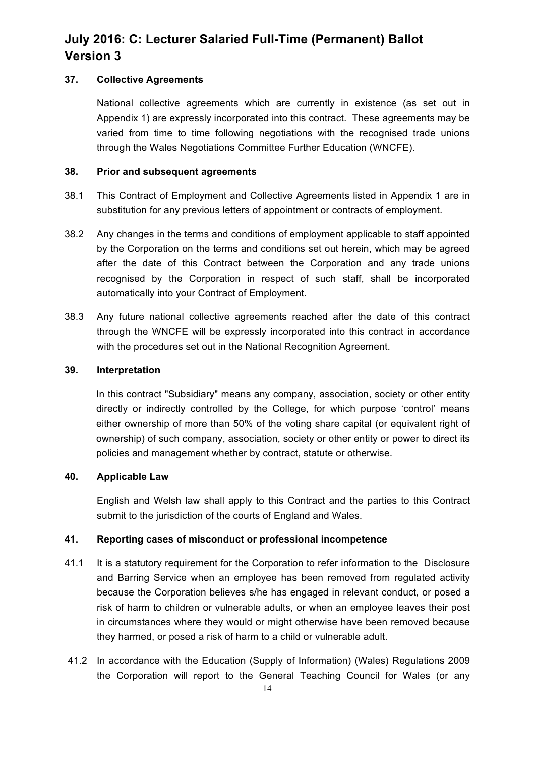# July 2016: C: Lecturer Salaried Full-Time (Permanent) Ballot Version 3

**37. Collective Agreements**

National collective agreements which are currently in existence (as set out in Appendix 1) are expressly incorporated into this contract. These agreements may be varied from time to time following negotiations with the recognised trade unions through the Wales Negotiations Committee Further Education (WNCFE).

**38. Prior and subsequent agreements**

38.1 This Contract of Employment and Collective Agreements listed in Appendix 1 are in substitution for any previous letters of appointment or contracts of employment.

38.2 Any changes in the terms and conditions of employment applicable to staff appointed by the Corporation on the terms and conditions set out herein, which may be agreed after the date of this Contract between the Corporation and any trade unions recognised by the Corporation in respect of such staff, shall be incorporated automatically into your Contract of Employment.

38.3 Any future national collective agreements reached after the date of this contract through the WNCFE will be expressly incorporated into this contract in accordance with the procedures set out in the National Recognition Agreement.

**39. Interpretation**

In this contract "Subsidiary" means any company, association, society or other entity directly or indirectly controlled by the College, for which purpose 'control' means either ownership of more than 50% of the voting share capital (or equivalent right of ownership) of such company, association, society or other entity or power to direct its policies and management whether by contract, statute or otherwise.

**40. Applicable Law**

English and Welsh law shall apply to this Contract and the parties to this Contract submit to the jurisdiction of the courts of England and Wales.

**41. Reporting cases of misconduct or professional incompetence**

41.1 It is a statutory requirement for the Corporation to refer information to the Disclosure and Barring Service when an employee has been removed from regulated activity because the Corporation believes s/he has engaged in relevant conduct, or posed a risk of harm to children or vulnerable adults, or when an employee leaves their post in circumstances where they would or might otherwise have been removed because they harmed, or posed a risk of harm to a child or vulnerable adult.

41.2 In accordance with the Education (Supply of Information) (Wales) Regulations 2009 the Corporation will report to the General Teaching Council for Wales (or any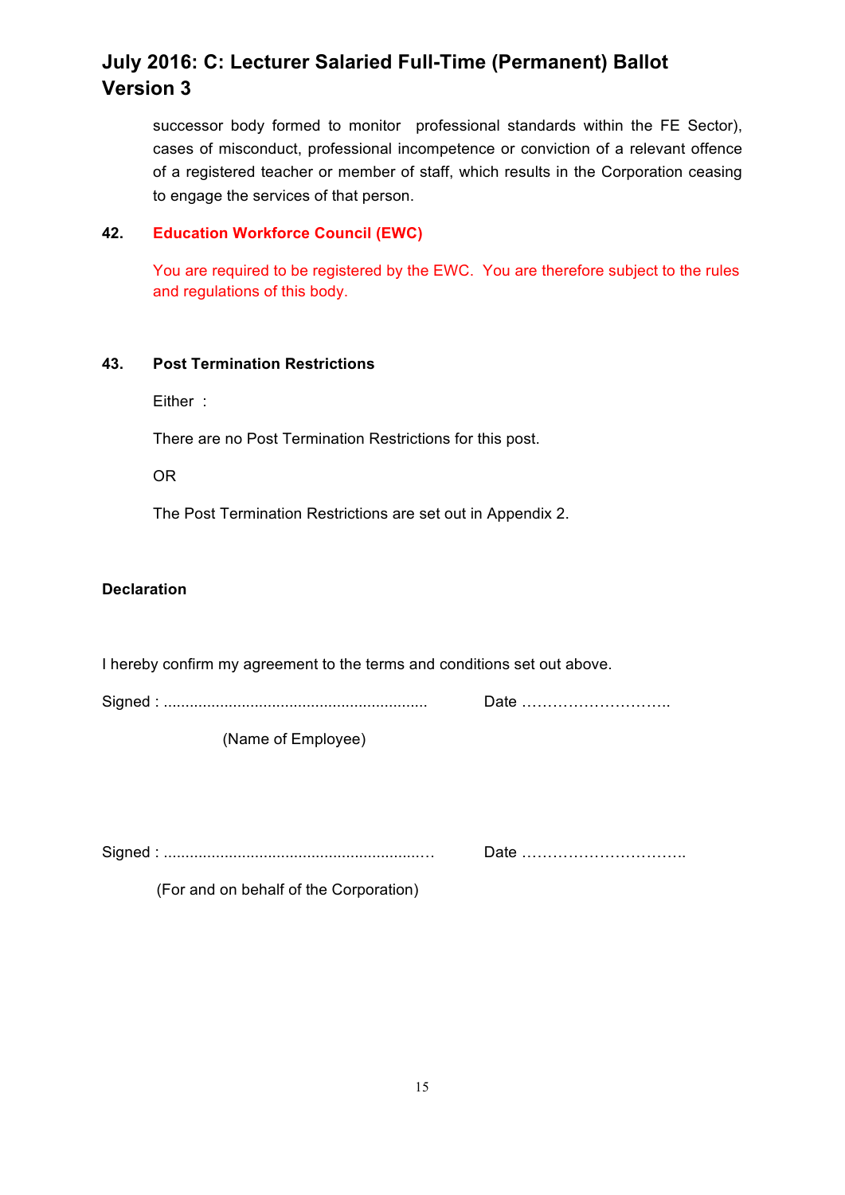successor body formed to monitor professional standards within the FE Sector), cases of misconduct, professional incompetence or conviction of a relevant offence of a registered teacher or member of staff, which results in the Corporation ceasing to engage the services of that person.

**42. Education Workforce Council (EWC)**

You are required to be registered by the EWC. You are therefore subject to the rules and regulations of this body.

**43. Post Termination Restrictions**

Either :

There are no Post Termination Restrictions for this post.

OR

The Post Termination Restrictions are set out in Appendix 2.

**Declaration**

I hereby confirm my agreement to the terms and conditions set out above.

Signed : ............................................................ Date ………………………..

(Name of Employee)

Signed : ............................................................… Date …………………………..

(For and on behalf of the Corporation)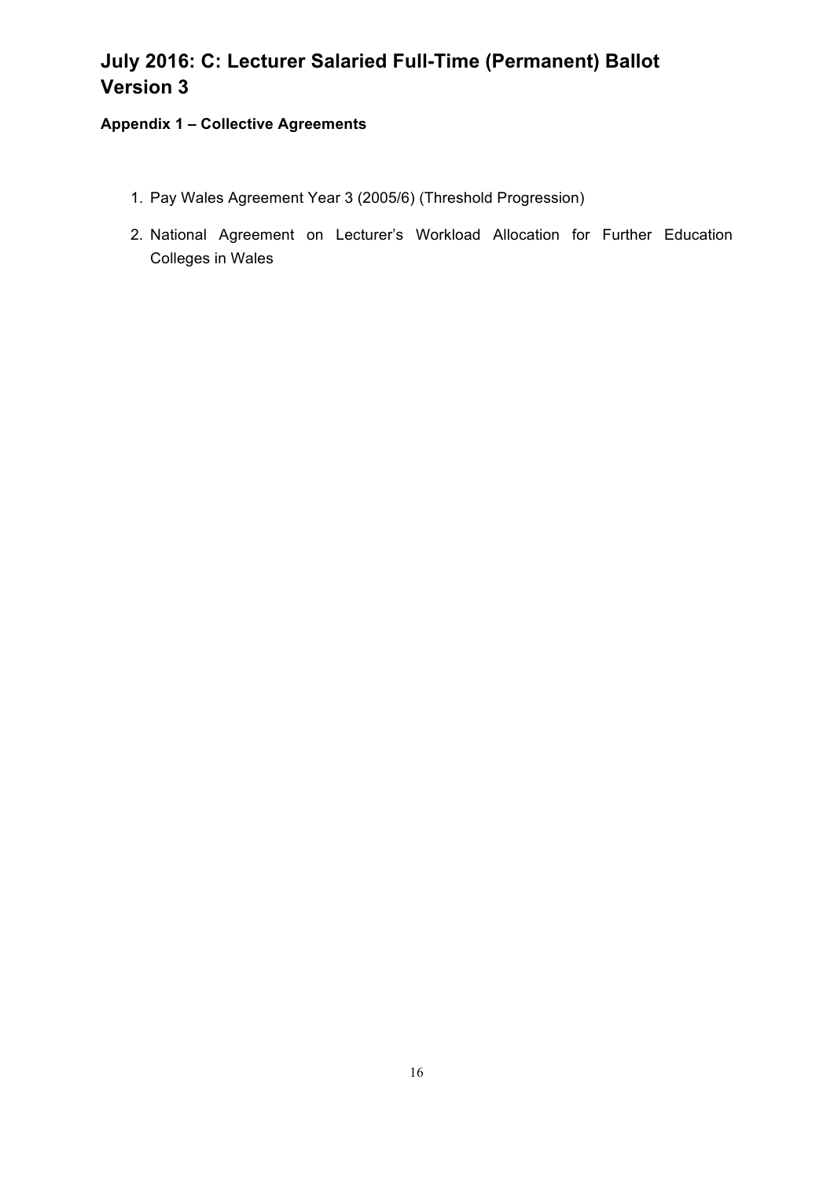# July 2016: C: Lecturer Salaried Full-Time (Permanent) Ballot Version 3

### Appendix 1 – Collective Agreements

1. Pay Wales Agreement Year 3 (2005/6) (Threshold Progression)
2. National Agreement on Lecturer's Workload Allocation for Further Education Colleges in Wales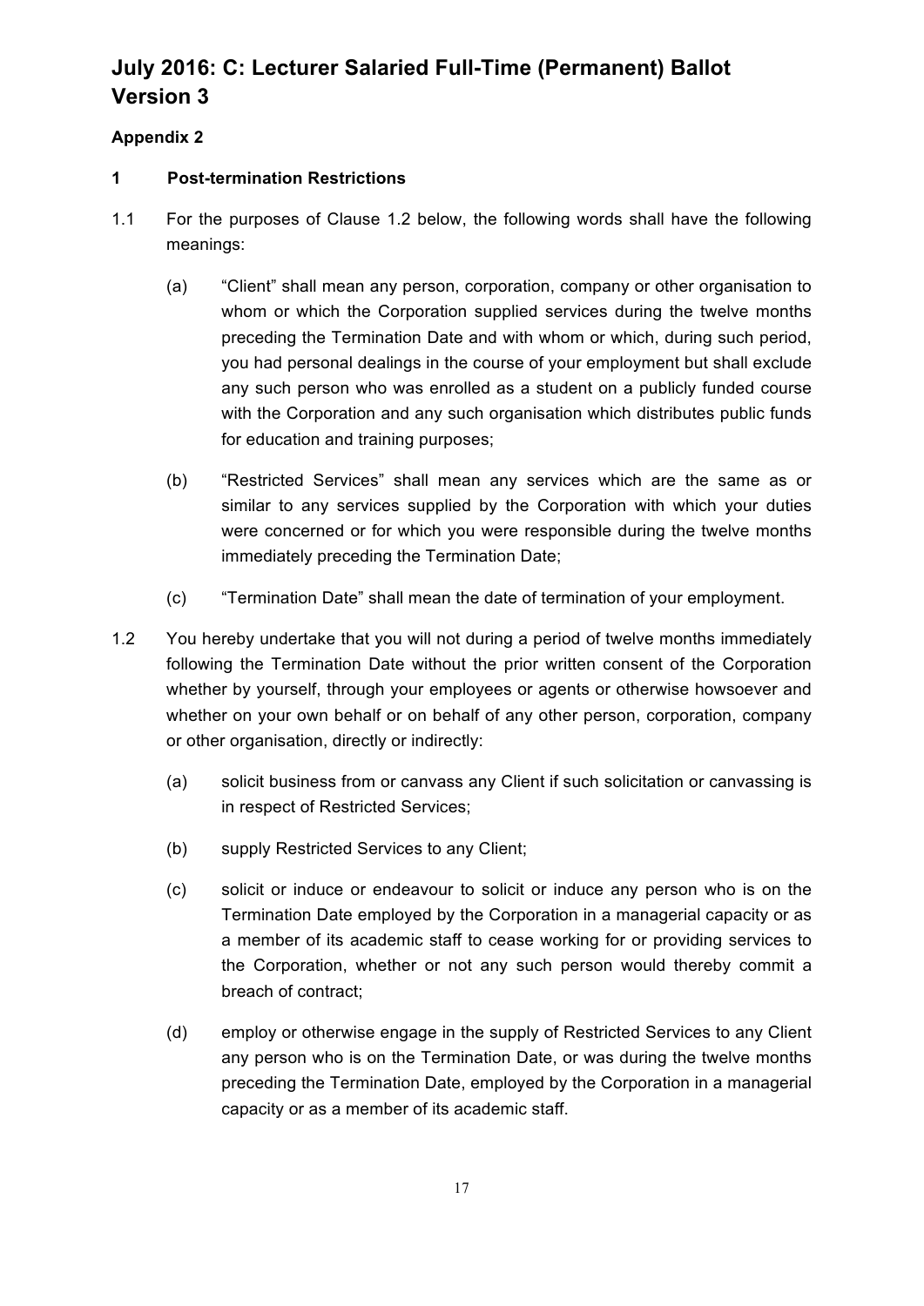# July 2016: C: Lecturer Salaried Full-Time (Permanent) Ballot Version 3

**Appendix 2**

## 1 Post-termination Restrictions

1.1 For the purposes of Clause 1.2 below, the following words shall have the following meanings:

(a) "Client" shall mean any person, corporation, company or other organisation to whom or which the Corporation supplied services during the twelve months preceding the Termination Date and with whom or which, during such period, you had personal dealings in the course of your employment but shall exclude any such person who was enrolled as a student on a publicly funded course with the Corporation and any such organisation which distributes public funds for education and training purposes;

(b) "Restricted Services" shall mean any services which are the same as or similar to any services supplied by the Corporation with which your duties were concerned or for which you were responsible during the twelve months immediately preceding the Termination Date;

(c) "Termination Date" shall mean the date of termination of your employment.

1.2 You hereby undertake that you will not during a period of twelve months immediately following the Termination Date without the prior written consent of the Corporation whether by yourself, through your employees or agents or otherwise howsoever and whether on your own behalf or on behalf of any other person, corporation, company or other organisation, directly or indirectly:

(a) solicit business from or canvass any Client if such solicitation or canvassing is in respect of Restricted Services;

(b) supply Restricted Services to any Client;

(c) solicit or induce or endeavour to solicit or induce any person who is on the Termination Date employed by the Corporation in a managerial capacity or as a member of its academic staff to cease working for or providing services to the Corporation, whether or not any such person would thereby commit a breach of contract;

(d) employ or otherwise engage in the supply of Restricted Services to any Client any person who is on the Termination Date, or was during the twelve months preceding the Termination Date, employed by the Corporation in a managerial capacity or as a member of its academic staff.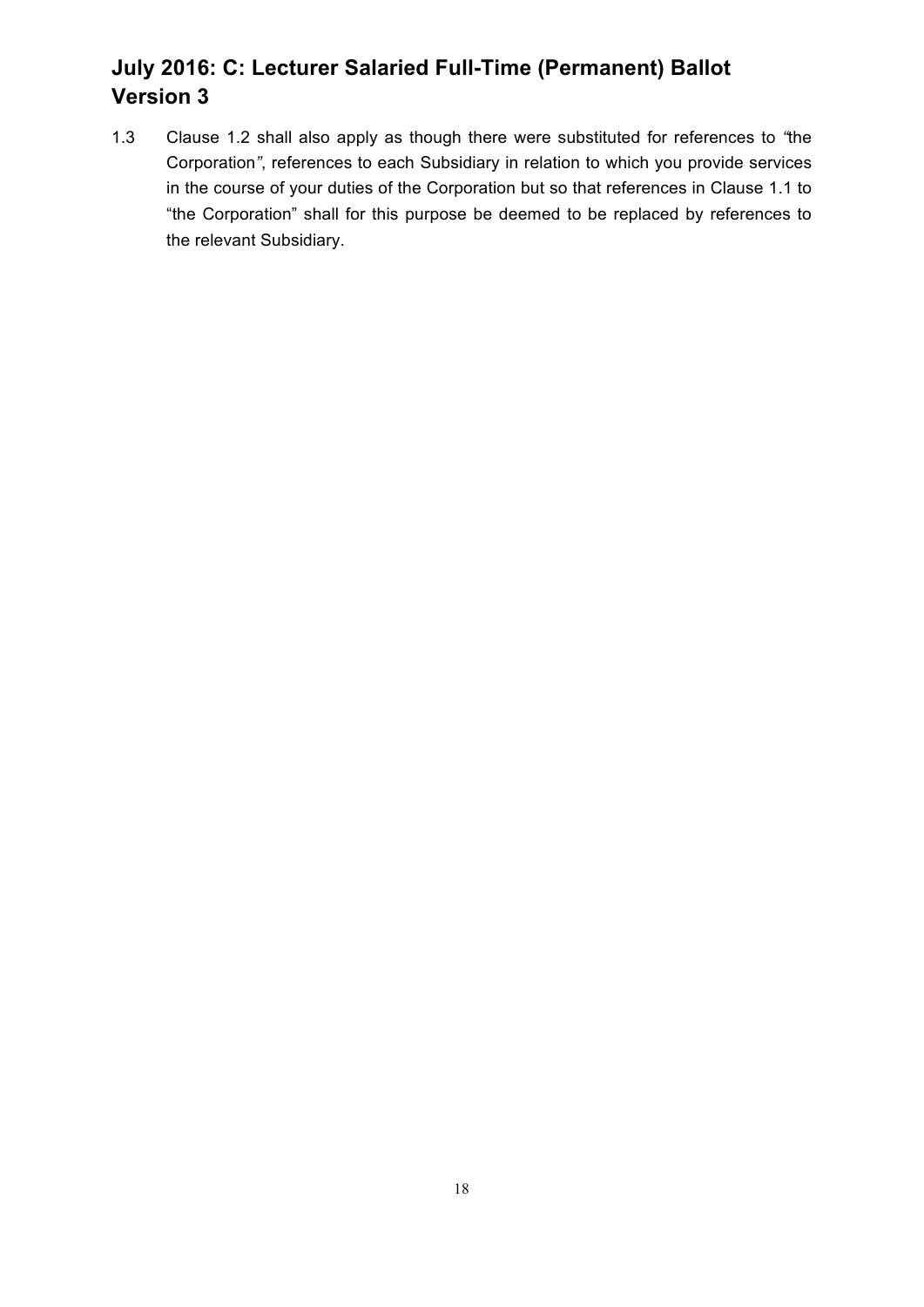## July 2016: C: Lecturer Salaried Full-Time (Permanent) Ballot Version 3

1.3 Clause 1.2 shall also apply as though there were substituted for references to "the Corporation", references to each Subsidiary in relation to which you provide services in the course of your duties of the Corporation but so that references in Clause 1.1 to "the Corporation" shall for this purpose be deemed to be replaced by references to the relevant Subsidiary.